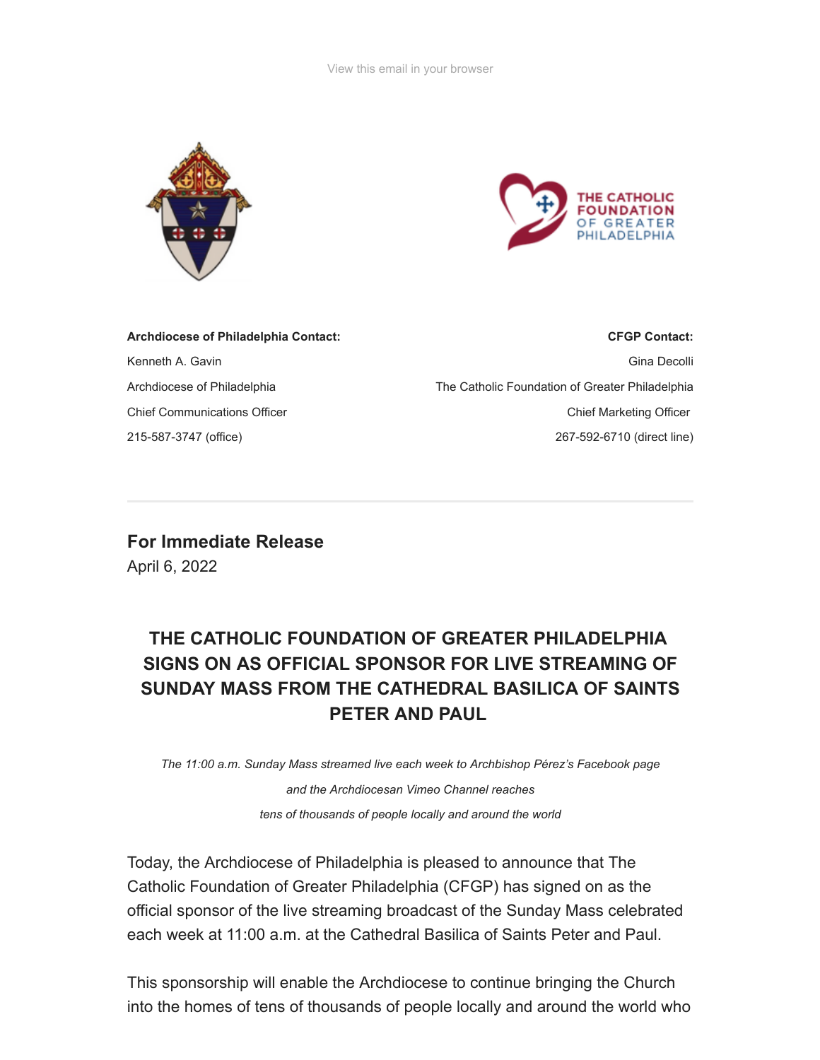View this email in your browser

**Archdiocese of Philadelphia Contact:**

Kenneth A. Gavin

Archdiocese of Philadelphia

Chief Communications Officer

215-587-3747 (office)

**CFGP Contact:**

Gina Decolli

The Catholic Foundation of Greater Philadelphia

Chief Marketing Officer

267-592-6710 (direct line)

---

**For Immediate Release**

April 6, 2022

## THE CATHOLIC FOUNDATION OF GREATER PHILADELPHIA SIGNS ON AS OFFICIAL SPONSOR FOR LIVE STREAMING OF SUNDAY MASS FROM THE CATHEDRAL BASILICA OF SAINTS PETER AND PAUL

*The 11:00 a.m. Sunday Mass streamed live each week to Archbishop Pérez's Facebook page and the Archdiocesan Vimeo Channel reaches tens of thousands of people locally and around the world*

Today, the Archdiocese of Philadelphia is pleased to announce that The Catholic Foundation of Greater Philadelphia (CFGP) has signed on as the official sponsor of the live streaming broadcast of the Sunday Mass celebrated each week at 11:00 a.m. at the Cathedral Basilica of Saints Peter and Paul.

This sponsorship will enable the Archdiocese to continue bringing the Church into the homes of tens of thousands of people locally and around the world who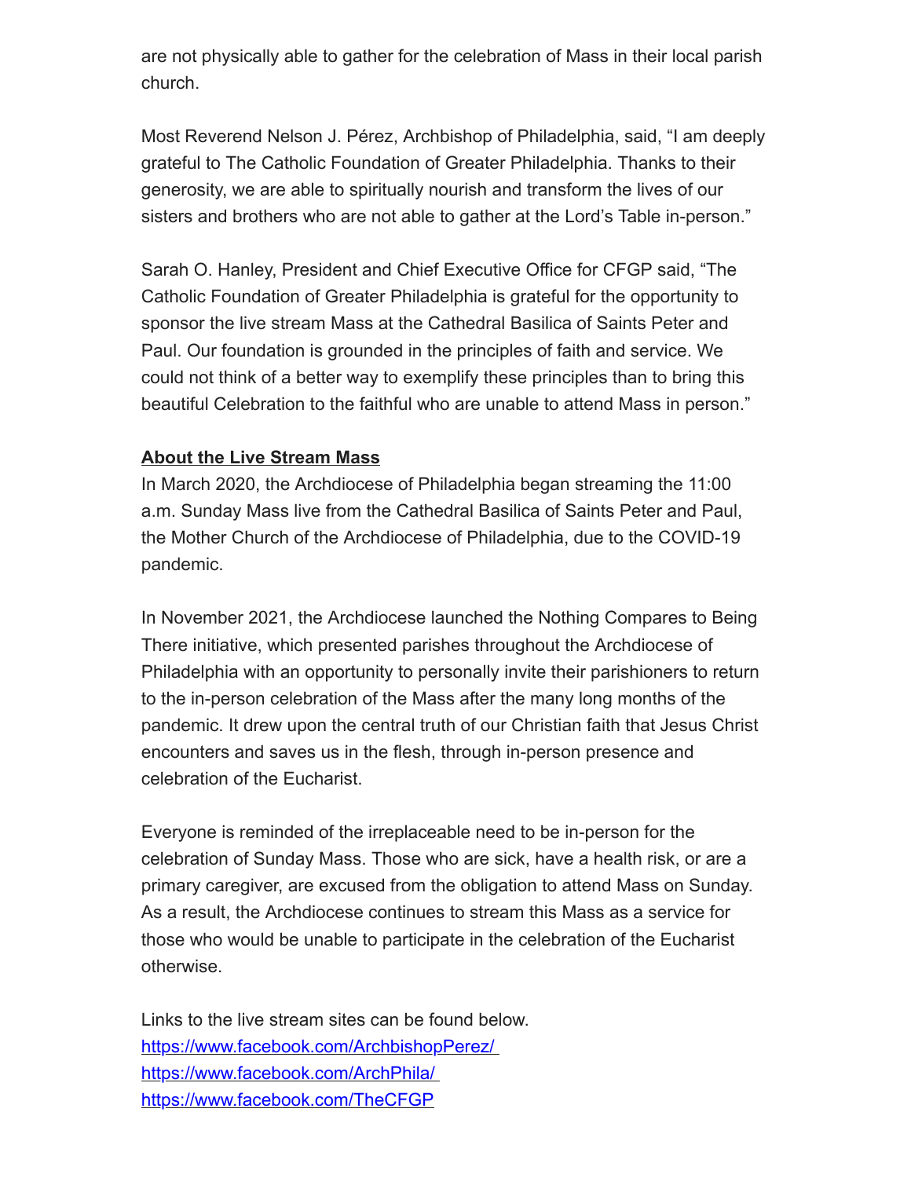are not physically able to gather for the celebration of Mass in their local parish church.

Most Reverend Nelson J. Pérez, Archbishop of Philadelphia, said, “I am deeply grateful to The Catholic Foundation of Greater Philadelphia. Thanks to their generosity, we are able to spiritually nourish and transform the lives of our sisters and brothers who are not able to gather at the Lord’s Table in-person.”

Sarah O. Hanley, President and Chief Executive Office for CFGP said, “The Catholic Foundation of Greater Philadelphia is grateful for the opportunity to sponsor the live stream Mass at the Cathedral Basilica of Saints Peter and Paul. Our foundation is grounded in the principles of faith and service. We could not think of a better way to exemplify these principles than to bring this beautiful Celebration to the faithful who are unable to attend Mass in person.”

**About the Live Stream Mass**

In March 2020, the Archdiocese of Philadelphia began streaming the 11:00 a.m. Sunday Mass live from the Cathedral Basilica of Saints Peter and Paul, the Mother Church of the Archdiocese of Philadelphia, due to the COVID-19 pandemic.

In November 2021, the Archdiocese launched the Nothing Compares to Being There initiative, which presented parishes throughout the Archdiocese of Philadelphia with an opportunity to personally invite their parishioners to return to the in-person celebration of the Mass after the many long months of the pandemic. It drew upon the central truth of our Christian faith that Jesus Christ encounters and saves us in the flesh, through in-person presence and celebration of the Eucharist.

Everyone is reminded of the irreplaceable need to be in-person for the celebration of Sunday Mass. Those who are sick, have a health risk, or are a primary caregiver, are excused from the obligation to attend Mass on Sunday. As a result, the Archdiocese continues to stream this Mass as a service for those who would be unable to participate in the celebration of the Eucharist otherwise.

Links to the live stream sites can be found below.
https://www.facebook.com/ArchbishopPerez/
https://www.facebook.com/ArchPhila/
https://www.facebook.com/TheCFGP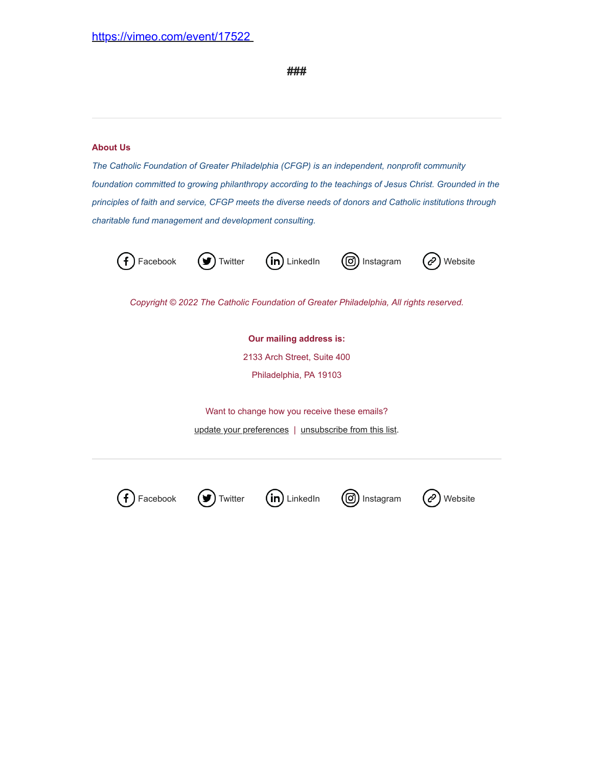https://vimeo.com/event/17522

###

---

**About Us**

*The Catholic Foundation of Greater Philadelphia (CFGP) is an independent, nonprofit community foundation committed to growing philanthropy according to the teachings of Jesus Christ. Grounded in the principles of faith and service, CFGP meets the diverse needs of donors and Catholic institutions through charitable fund management and development consulting.*

Facebook Twitter LinkedIn Instagram Website

*Copyright © 2022 The Catholic Foundation of Greater Philadelphia, All rights reserved.*

**Our mailing address is:**

2133 Arch Street, Suite 400

Philadelphia, PA 19103

Want to change how you receive these emails?

update your preferences | unsubscribe from this list.

---

Facebook Twitter LinkedIn Instagram Website